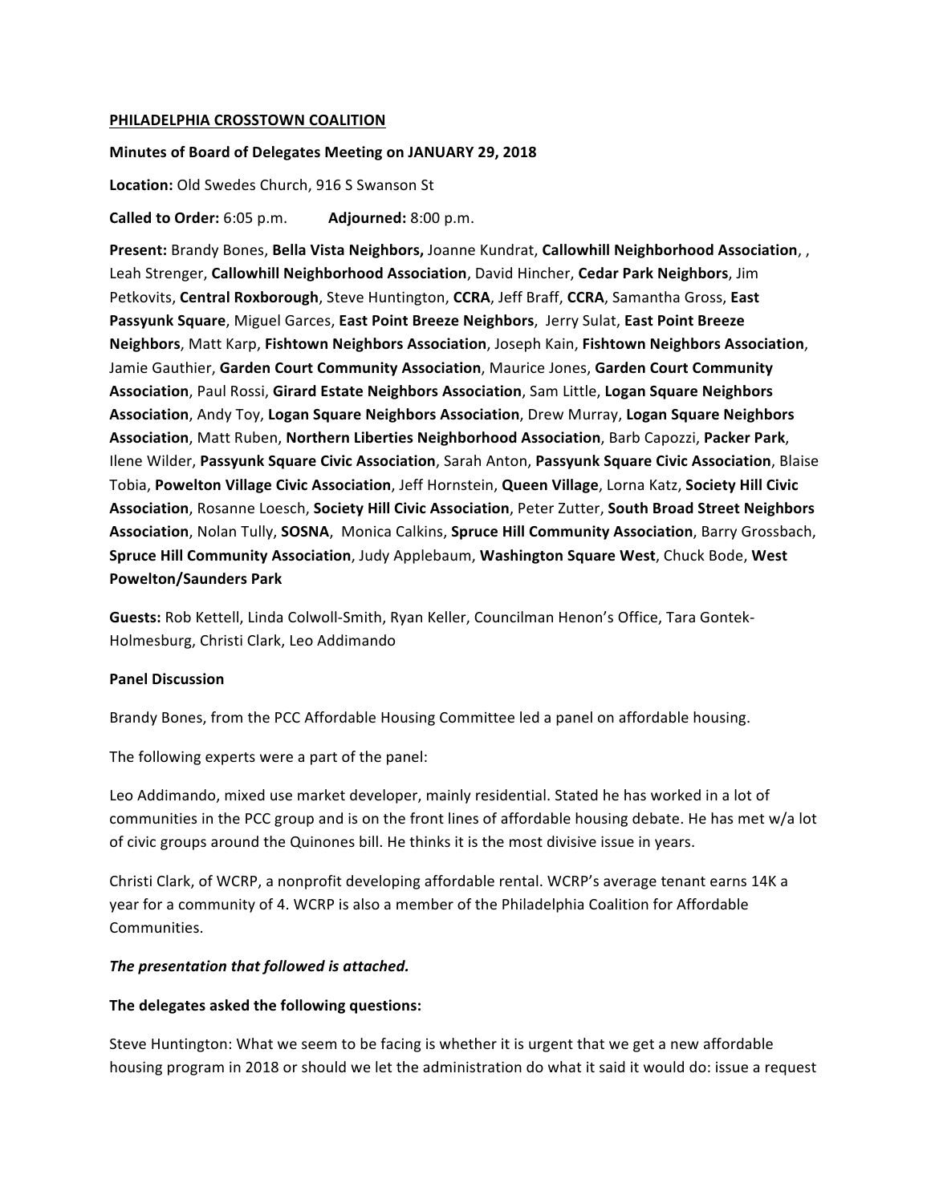**PHILADELPHIA CROSSTOWN COALITION**

**Minutes of Board of Delegates Meeting on JANUARY 29, 2018**

**Location:** Old Swedes Church, 916 S Swanson St

**Called to Order:** 6:05 p.m. **Adjourned:** 8:00 p.m.

**Present:** Brandy Bones, **Bella Vista Neighbors,** Joanne Kundrat, **Callowhill Neighborhood Association**, , Leah Strenger, **Callowhill Neighborhood Association**, David Hincher, **Cedar Park Neighbors**, Jim Petkovits, **Central Roxborough**, Steve Huntington, **CCRA**, Jeff Braff, **CCRA**, Samantha Gross, **East Passyunk Square**, Miguel Garces, **East Point Breeze Neighbors**, Jerry Sulat, **East Point Breeze Neighbors**, Matt Karp, **Fishtown Neighbors Association**, Joseph Kain, **Fishtown Neighbors Association**, Jamie Gauthier, **Garden Court Community Association**, Maurice Jones, **Garden Court Community Association**, Paul Rossi, **Girard Estate Neighbors Association**, Sam Little, **Logan Square Neighbors Association**, Andy Toy, **Logan Square Neighbors Association**, Drew Murray, **Logan Square Neighbors Association**, Matt Ruben, **Northern Liberties Neighborhood Association**, Barb Capozzi, **Packer Park**, Ilene Wilder, **Passyunk Square Civic Association**, Sarah Anton, **Passyunk Square Civic Association**, Blaise Tobia, **Powelton Village Civic Association**, Jeff Hornstein, **Queen Village**, Lorna Katz, **Society Hill Civic Association**, Rosanne Loesch, **Society Hill Civic Association**, Peter Zutter, **South Broad Street Neighbors Association**, Nolan Tully, **SOSNA**, Monica Calkins, **Spruce Hill Community Association**, Barry Grossbach, **Spruce Hill Community Association**, Judy Applebaum, **Washington Square West**, Chuck Bode, **West Powelton/Saunders Park**

**Guests:** Rob Kettell, Linda Colwoll-Smith, Ryan Keller, Councilman Henon's Office, Tara Gontek-Holmesburg, Christi Clark, Leo Addimando

**Panel Discussion**

Brandy Bones, from the PCC Affordable Housing Committee led a panel on affordable housing.

The following experts were a part of the panel:

Leo Addimando, mixed use market developer, mainly residential. Stated he has worked in a lot of communities in the PCC group and is on the front lines of affordable housing debate. He has met w/a lot of civic groups around the Quinones bill. He thinks it is the most divisive issue in years.

Christi Clark, of WCRP, a nonprofit developing affordable rental. WCRP's average tenant earns 14K a year for a community of 4. WCRP is also a member of the Philadelphia Coalition for Affordable Communities.

***The presentation that followed is attached.***

**The delegates asked the following questions:**

Steve Huntington: What we seem to be facing is whether it is urgent that we get a new affordable housing program in 2018 or should we let the administration do what it said it would do: issue a request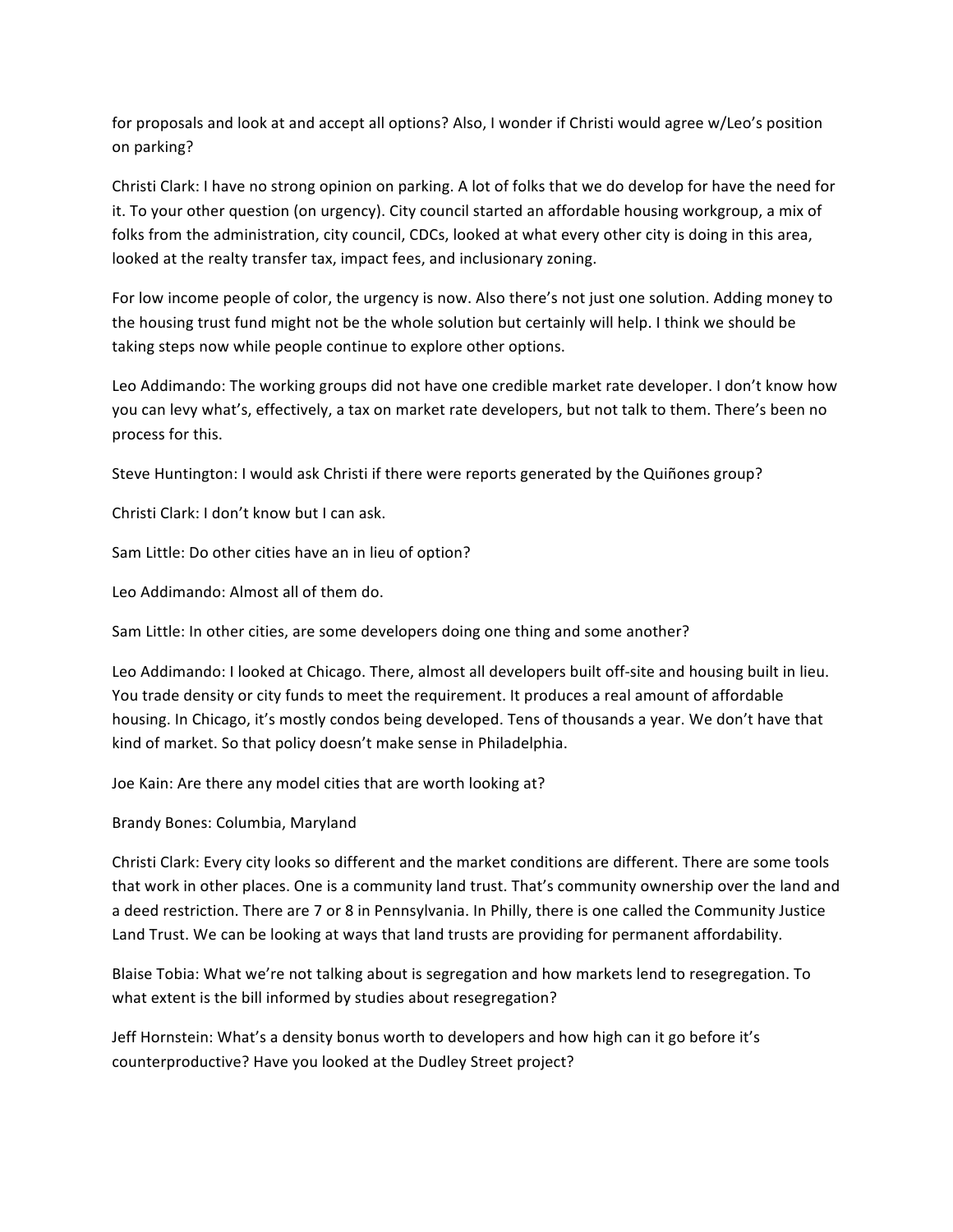for proposals and look at and accept all options? Also, I wonder if Christi would agree w/Leo's position on parking?

Christi Clark: I have no strong opinion on parking. A lot of folks that we do develop for have the need for it. To your other question (on urgency). City council started an affordable housing workgroup, a mix of folks from the administration, city council, CDCs, looked at what every other city is doing in this area, looked at the realty transfer tax, impact fees, and inclusionary zoning.

For low income people of color, the urgency is now. Also there's not just one solution. Adding money to the housing trust fund might not be the whole solution but certainly will help. I think we should be taking steps now while people continue to explore other options.

Leo Addimando: The working groups did not have one credible market rate developer. I don't know how you can levy what's, effectively, a tax on market rate developers, but not talk to them. There's been no process for this.

Steve Huntington: I would ask Christi if there were reports generated by the Quiñones group?

Christi Clark: I don't know but I can ask.

Sam Little: Do other cities have an in lieu of option?

Leo Addimando: Almost all of them do.

Sam Little: In other cities, are some developers doing one thing and some another?

Leo Addimando: I looked at Chicago. There, almost all developers built off-site and housing built in lieu. You trade density or city funds to meet the requirement. It produces a real amount of affordable housing. In Chicago, it's mostly condos being developed. Tens of thousands a year. We don't have that kind of market. So that policy doesn't make sense in Philadelphia.

Joe Kain: Are there any model cities that are worth looking at?

Brandy Bones: Columbia, Maryland

Christi Clark: Every city looks so different and the market conditions are different. There are some tools that work in other places. One is a community land trust. That's community ownership over the land and a deed restriction. There are 7 or 8 in Pennsylvania. In Philly, there is one called the Community Justice Land Trust. We can be looking at ways that land trusts are providing for permanent affordability.

Blaise Tobia: What we're not talking about is segregation and how markets lend to resegregation. To what extent is the bill informed by studies about resegregation?

Jeff Hornstein: What's a density bonus worth to developers and how high can it go before it's counterproductive? Have you looked at the Dudley Street project?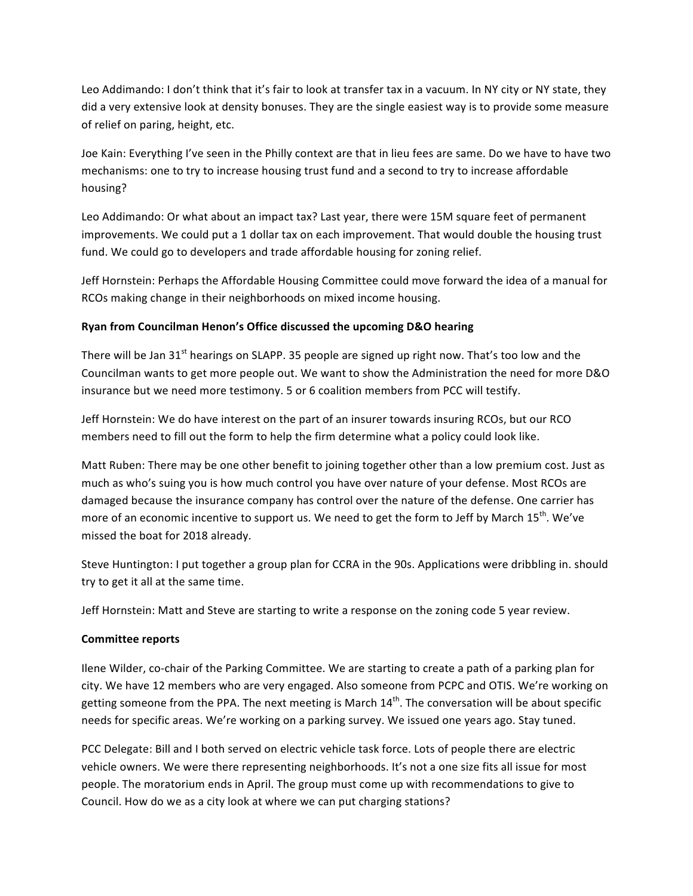Leo Addimando: I don't think that it's fair to look at transfer tax in a vacuum. In NY city or NY state, they did a very extensive look at density bonuses. They are the single easiest way is to provide some measure of relief on paring, height, etc.

Joe Kain: Everything I've seen in the Philly context are that in lieu fees are same. Do we have to have two mechanisms: one to try to increase housing trust fund and a second to try to increase affordable housing?

Leo Addimando: Or what about an impact tax? Last year, there were 15M square feet of permanent improvements. We could put a 1 dollar tax on each improvement. That would double the housing trust fund. We could go to developers and trade affordable housing for zoning relief.

Jeff Hornstein: Perhaps the Affordable Housing Committee could move forward the idea of a manual for RCOs making change in their neighborhoods on mixed income housing.

**Ryan from Councilman Henon's Office discussed the upcoming D&O hearing**

There will be Jan 31st hearings on SLAPP. 35 people are signed up right now. That's too low and the Councilman wants to get more people out. We want to show the Administration the need for more D&O insurance but we need more testimony. 5 or 6 coalition members from PCC will testify.

Jeff Hornstein: We do have interest on the part of an insurer towards insuring RCOs, but our RCO members need to fill out the form to help the firm determine what a policy could look like.

Matt Ruben: There may be one other benefit to joining together other than a low premium cost. Just as much as who's suing you is how much control you have over nature of your defense. Most RCOs are damaged because the insurance company has control over the nature of the defense. One carrier has more of an economic incentive to support us. We need to get the form to Jeff by March 15th. We've missed the boat for 2018 already.

Steve Huntington: I put together a group plan for CCRA in the 90s. Applications were dribbling in. should try to get it all at the same time.

Jeff Hornstein: Matt and Steve are starting to write a response on the zoning code 5 year review.

**Committee reports**

Ilene Wilder, co-chair of the Parking Committee. We are starting to create a path of a parking plan for city. We have 12 members who are very engaged. Also someone from PCPC and OTIS. We're working on getting someone from the PPA. The next meeting is March 14th. The conversation will be about specific needs for specific areas. We're working on a parking survey. We issued one years ago. Stay tuned.

PCC Delegate: Bill and I both served on electric vehicle task force. Lots of people there are electric vehicle owners. We were there representing neighborhoods. It's not a one size fits all issue for most people. The moratorium ends in April. The group must come up with recommendations to give to Council. How do we as a city look at where we can put charging stations?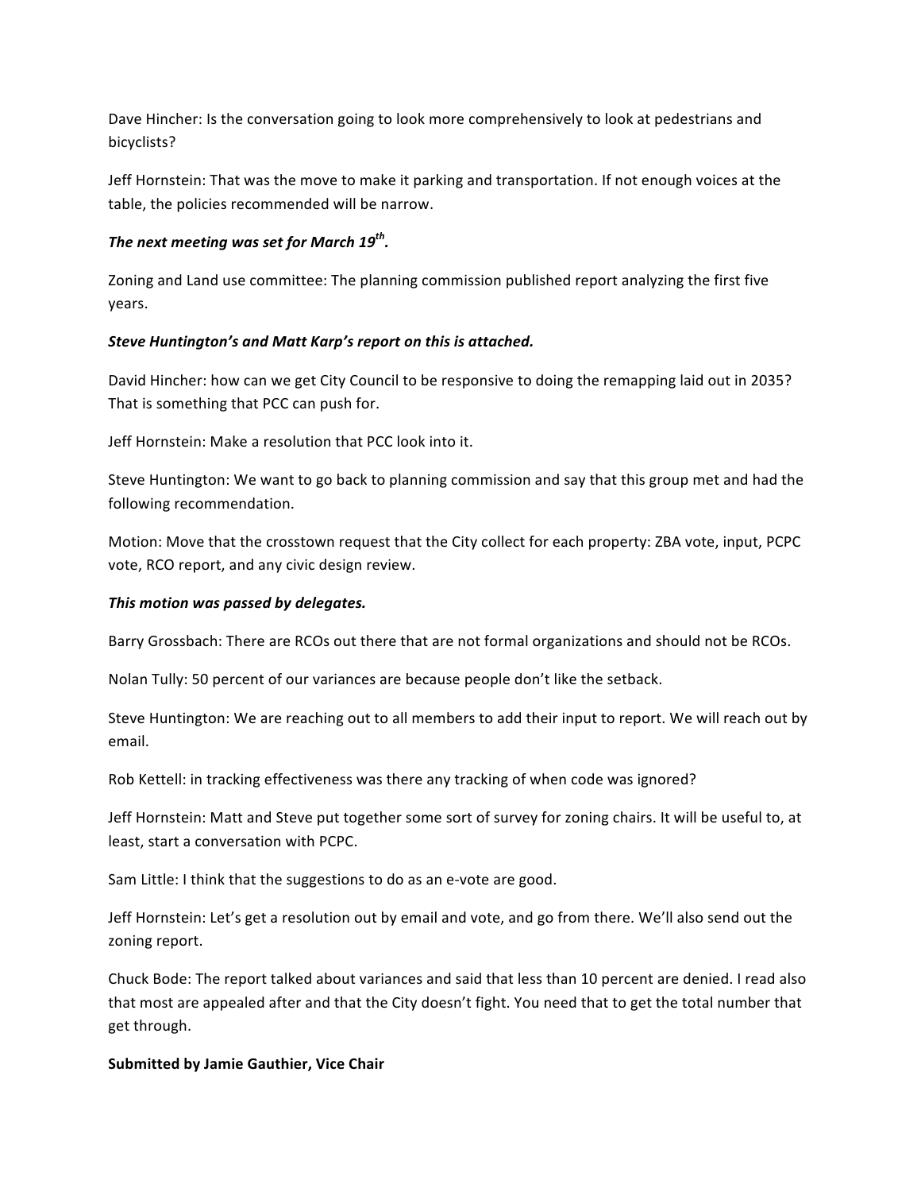Dave Hincher: Is the conversation going to look more comprehensively to look at pedestrians and bicyclists?

Jeff Hornstein: That was the move to make it parking and transportation. If not enough voices at the table, the policies recommended will be narrow.

***The next meeting was set for March 19th.***

Zoning and Land use committee: The planning commission published report analyzing the first five years.

***Steve Huntington's and Matt Karp's report on this is attached.***

David Hincher: how can we get City Council to be responsive to doing the remapping laid out in 2035? That is something that PCC can push for.

Jeff Hornstein: Make a resolution that PCC look into it.

Steve Huntington: We want to go back to planning commission and say that this group met and had the following recommendation.

Motion: Move that the crosstown request that the City collect for each property: ZBA vote, input, PCPC vote, RCO report, and any civic design review.

***This motion was passed by delegates.***

Barry Grossbach: There are RCOs out there that are not formal organizations and should not be RCOs.

Nolan Tully: 50 percent of our variances are because people don't like the setback.

Steve Huntington: We are reaching out to all members to add their input to report. We will reach out by email.

Rob Kettell: in tracking effectiveness was there any tracking of when code was ignored?

Jeff Hornstein: Matt and Steve put together some sort of survey for zoning chairs. It will be useful to, at least, start a conversation with PCPC.

Sam Little: I think that the suggestions to do as an e-vote are good.

Jeff Hornstein: Let's get a resolution out by email and vote, and go from there. We'll also send out the zoning report.

Chuck Bode: The report talked about variances and said that less than 10 percent are denied. I read also that most are appealed after and that the City doesn't fight. You need that to get the total number that get through.

**Submitted by Jamie Gauthier, Vice Chair**